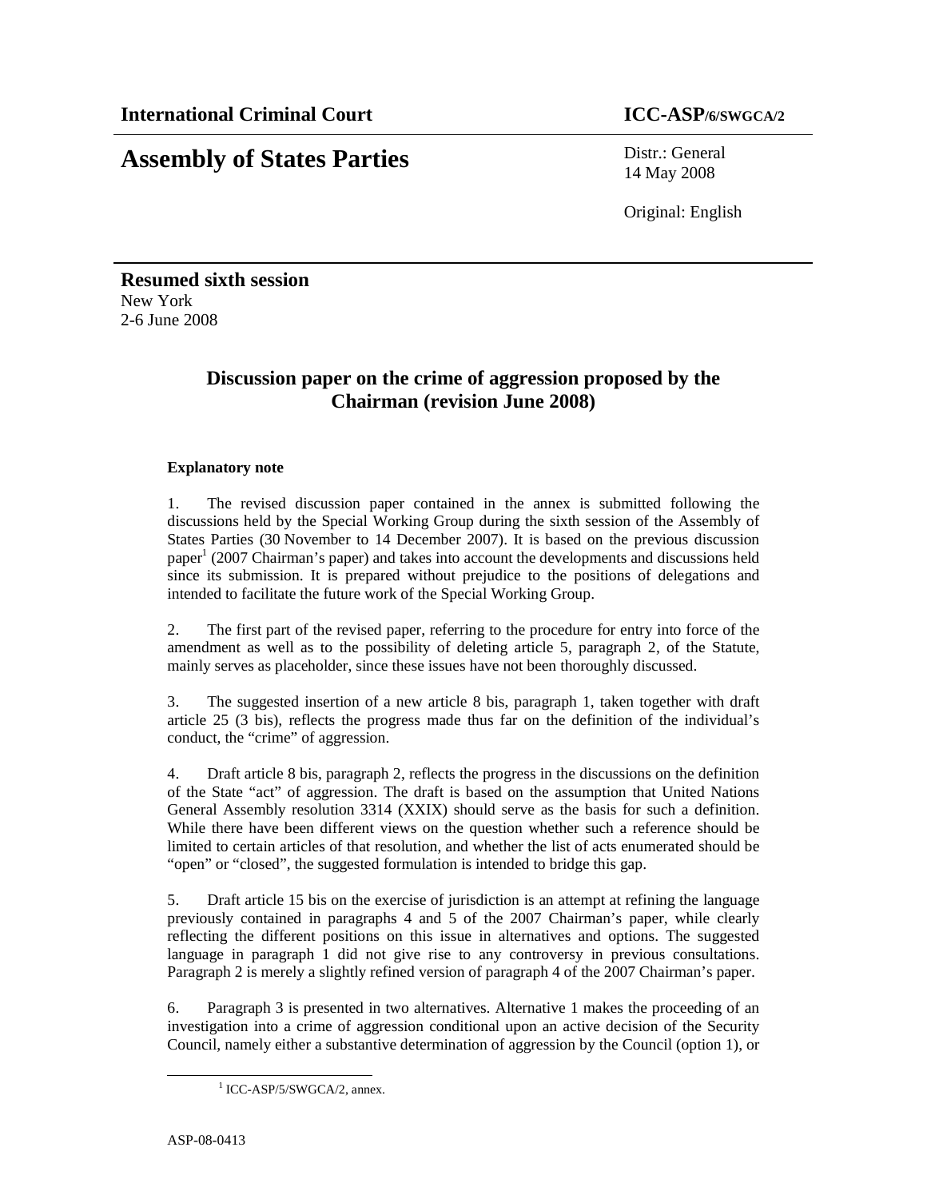**International Criminal Court** **ICC-ASP/6/SWGCA/2**

# Assembly of States Parties

Distr.: General
14 May 2008

Original: English

**Resumed sixth session**
New York
2-6 June 2008

## Discussion paper on the crime of aggression proposed by the Chairman (revision June 2008)

### Explanatory note

1. The revised discussion paper contained in the annex is submitted following the discussions held by the Special Working Group during the sixth session of the Assembly of States Parties (30 November to 14 December 2007). It is based on the previous discussion paper[1] (2007 Chairman's paper) and takes into account the developments and discussions held since its submission. It is prepared without prejudice to the positions of delegations and intended to facilitate the future work of the Special Working Group.

2. The first part of the revised paper, referring to the procedure for entry into force of the amendment as well as to the possibility of deleting article 5, paragraph 2, of the Statute, mainly serves as placeholder, since these issues have not been thoroughly discussed.

3. The suggested insertion of a new article 8 bis, paragraph 1, taken together with draft article 25 (3 bis), reflects the progress made thus far on the definition of the individual's conduct, the "crime" of aggression.

4. Draft article 8 bis, paragraph 2, reflects the progress in the discussions on the definition of the State "act" of aggression. The draft is based on the assumption that United Nations General Assembly resolution 3314 (XXIX) should serve as the basis for such a definition. While there have been different views on the question whether such a reference should be limited to certain articles of that resolution, and whether the list of acts enumerated should be "open" or "closed", the suggested formulation is intended to bridge this gap.

5. Draft article 15 bis on the exercise of jurisdiction is an attempt at refining the language previously contained in paragraphs 4 and 5 of the 2007 Chairman's paper, while clearly reflecting the different positions on this issue in alternatives and options. The suggested language in paragraph 1 did not give rise to any controversy in previous consultations. Paragraph 2 is merely a slightly refined version of paragraph 4 of the 2007 Chairman's paper.

6. Paragraph 3 is presented in two alternatives. Alternative 1 makes the proceeding of an investigation into a crime of aggression conditional upon an active decision of the Security Council, namely either a substantive determination of aggression by the Council (option 1), or

[1] ICC-ASP/5/SWGCA/2, annex.

ASP-08-0413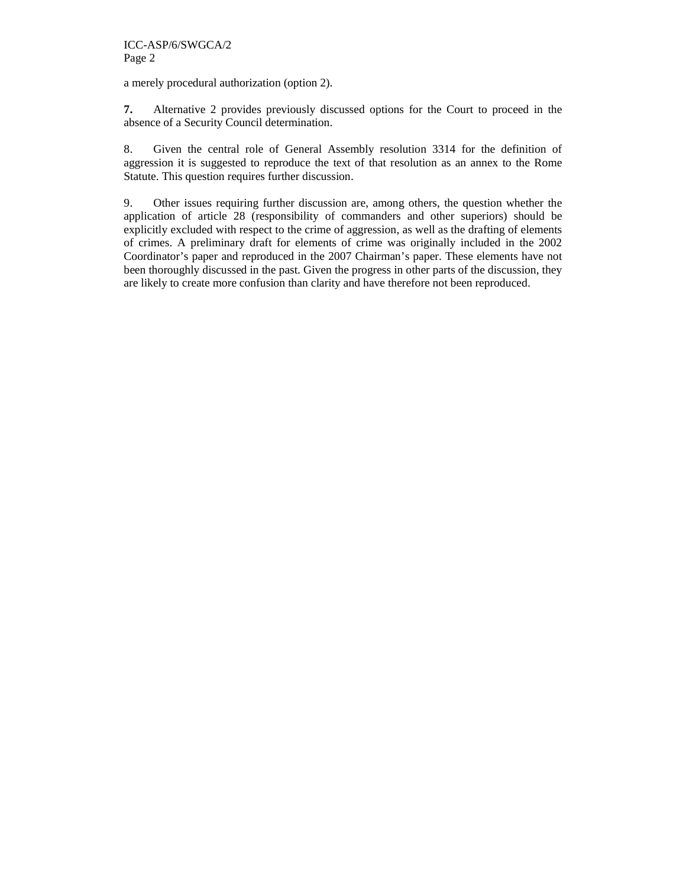a merely procedural authorization (option 2).

**7.** Alternative 2 provides previously discussed options for the Court to proceed in the absence of a Security Council determination.

8. Given the central role of General Assembly resolution 3314 for the definition of aggression it is suggested to reproduce the text of that resolution as an annex to the Rome Statute. This question requires further discussion.

9. Other issues requiring further discussion are, among others, the question whether the application of article 28 (responsibility of commanders and other superiors) should be explicitly excluded with respect to the crime of aggression, as well as the drafting of elements of crimes. A preliminary draft for elements of crime was originally included in the 2002 Coordinator's paper and reproduced in the 2007 Chairman's paper. These elements have not been thoroughly discussed in the past. Given the progress in other parts of the discussion, they are likely to create more confusion than clarity and have therefore not been reproduced.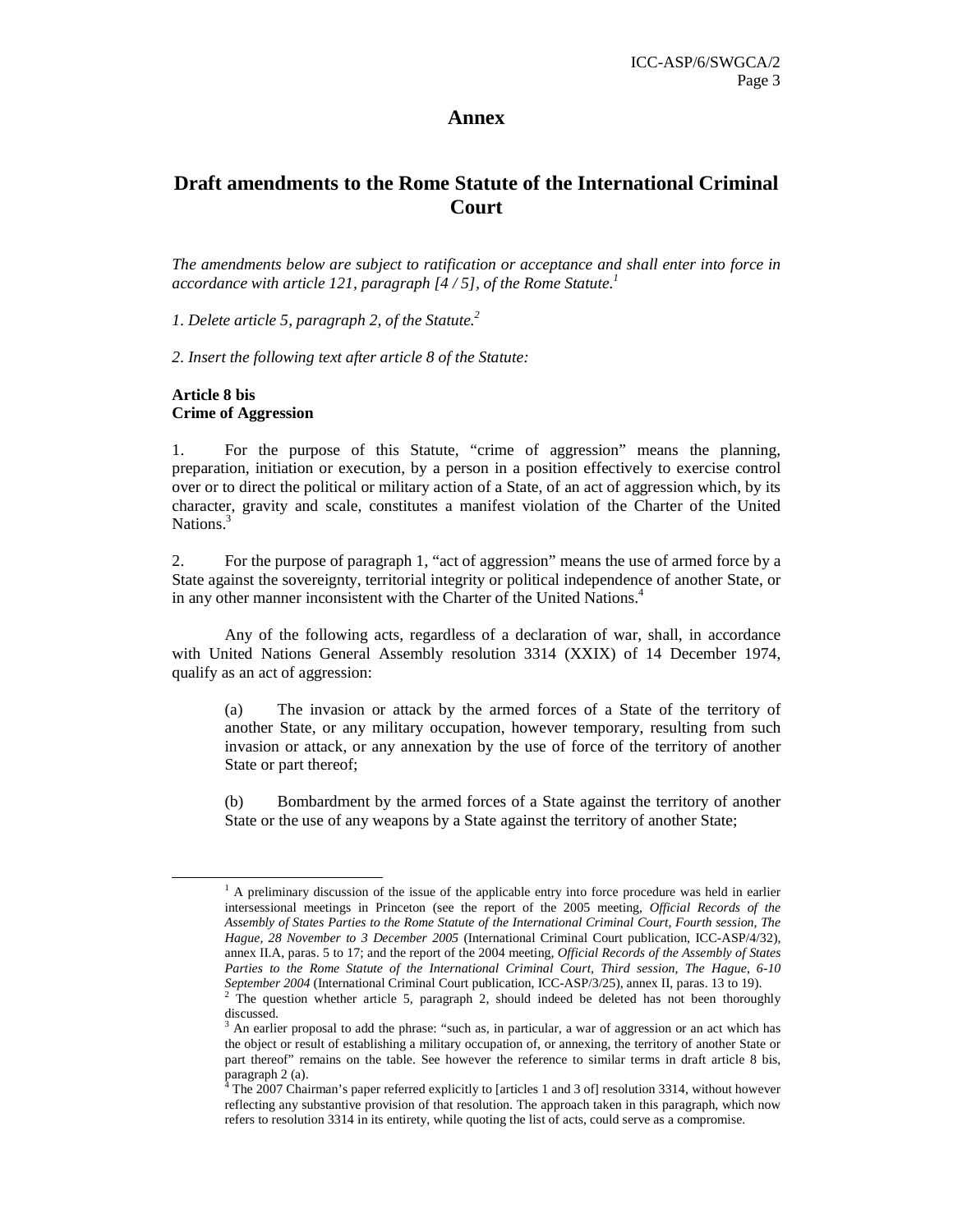# Annex

## Draft amendments to the Rome Statute of the International Criminal Court

*The amendments below are subject to ratification or acceptance and shall enter into force in accordance with article 121, paragraph [4 / 5], of the Rome Statute.*[1]

*1. Delete article 5, paragraph 2, of the Statute.*[2]

*2. Insert the following text after article 8 of the Statute:*

**Article 8 bis**
**Crime of Aggression**

1. For the purpose of this Statute, "crime of aggression" means the planning, preparation, initiation or execution, by a person in a position effectively to exercise control over or to direct the political or military action of a State, of an act of aggression which, by its character, gravity and scale, constitutes a manifest violation of the Charter of the United Nations.[3]

2. For the purpose of paragraph 1, "act of aggression" means the use of armed force by a State against the sovereignty, territorial integrity or political independence of another State, or in any other manner inconsistent with the Charter of the United Nations.[4]

Any of the following acts, regardless of a declaration of war, shall, in accordance with United Nations General Assembly resolution 3314 (XXIX) of 14 December 1974, qualify as an act of aggression:

(a) The invasion or attack by the armed forces of a State of the territory of another State, or any military occupation, however temporary, resulting from such invasion or attack, or any annexation by the use of force of the territory of another State or part thereof;

(b) Bombardment by the armed forces of a State against the territory of another State or the use of any weapons by a State against the territory of another State;

---

[1] A preliminary discussion of the issue of the applicable entry into force procedure was held in earlier intersessional meetings in Princeton (see the report of the 2005 meeting, *Official Records of the Assembly of States Parties to the Rome Statute of the International Criminal Court, Fourth session, The Hague, 28 November to 3 December 2005* (International Criminal Court publication, ICC-ASP/4/32), annex II.A, paras. 5 to 17; and the report of the 2004 meeting, *Official Records of the Assembly of States Parties to the Rome Statute of the International Criminal Court, Third session, The Hague, 6-10 September 2004* (International Criminal Court publication, ICC-ASP/3/25), annex II, paras. 13 to 19).

[2] The question whether article 5, paragraph 2, should indeed be deleted has not been thoroughly discussed.

[3] An earlier proposal to add the phrase: "such as, in particular, a war of aggression or an act which has the object or result of establishing a military occupation of, or annexing, the territory of another State or part thereof" remains on the table. See however the reference to similar terms in draft article 8 bis, paragraph 2 (a).

[4] The 2007 Chairman's paper referred explicitly to [articles 1 and 3 of] resolution 3314, without however reflecting any substantive provision of that resolution. The approach taken in this paragraph, which now refers to resolution 3314 in its entirety, while quoting the list of acts, could serve as a compromise.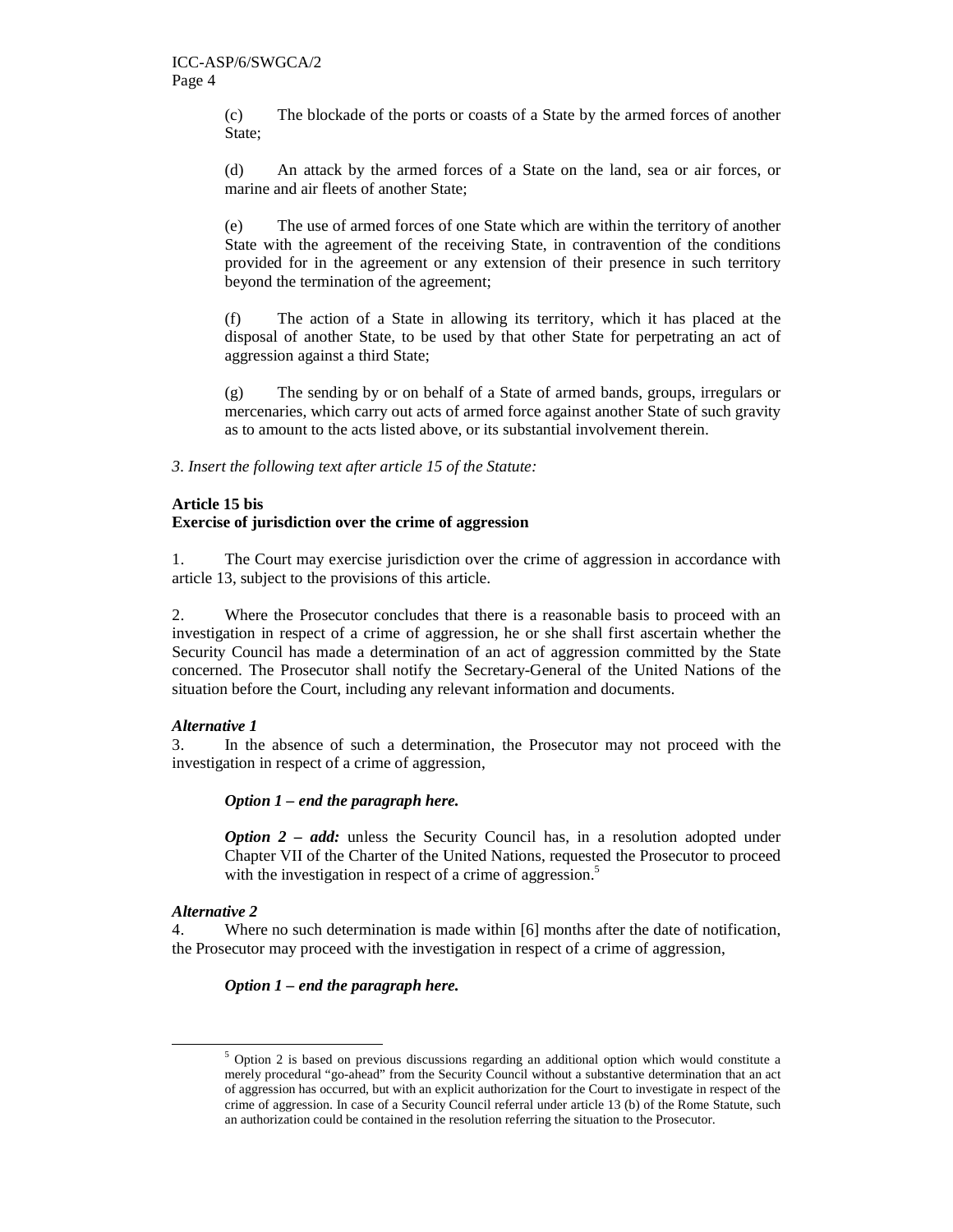(c) The blockade of the ports or coasts of a State by the armed forces of another State;

(d) An attack by the armed forces of a State on the land, sea or air forces, or marine and air fleets of another State;

(e) The use of armed forces of one State which are within the territory of another State with the agreement of the receiving State, in contravention of the conditions provided for in the agreement or any extension of their presence in such territory beyond the termination of the agreement;

(f) The action of a State in allowing its territory, which it has placed at the disposal of another State, to be used by that other State for perpetrating an act of aggression against a third State;

(g) The sending by or on behalf of a State of armed bands, groups, irregulars or mercenaries, which carry out acts of armed force against another State of such gravity as to amount to the acts listed above, or its substantial involvement therein.

*3. Insert the following text after article 15 of the Statute:*

**Article 15 bis**
**Exercise of jurisdiction over the crime of aggression**

1. The Court may exercise jurisdiction over the crime of aggression in accordance with article 13, subject to the provisions of this article.

2. Where the Prosecutor concludes that there is a reasonable basis to proceed with an investigation in respect of a crime of aggression, he or she shall first ascertain whether the Security Council has made a determination of an act of aggression committed by the State concerned. The Prosecutor shall notify the Secretary-General of the United Nations of the situation before the Court, including any relevant information and documents.

***Alternative 1***

3. In the absence of such a determination, the Prosecutor may not proceed with the investigation in respect of a crime of aggression,

***Option 1 – end the paragraph here.***

***Option 2 – add:*** unless the Security Council has, in a resolution adopted under Chapter VII of the Charter of the United Nations, requested the Prosecutor to proceed with the investigation in respect of a crime of aggression.[5]

***Alternative 2***

4. Where no such determination is made within [6] months after the date of notification, the Prosecutor may proceed with the investigation in respect of a crime of aggression,

***Option 1 – end the paragraph here.***

---

[5] Option 2 is based on previous discussions regarding an additional option which would constitute a merely procedural "go-ahead" from the Security Council without a substantive determination that an act of aggression has occurred, but with an explicit authorization for the Court to investigate in respect of the crime of aggression. In case of a Security Council referral under article 13 (b) of the Rome Statute, such an authorization could be contained in the resolution referring the situation to the Prosecutor.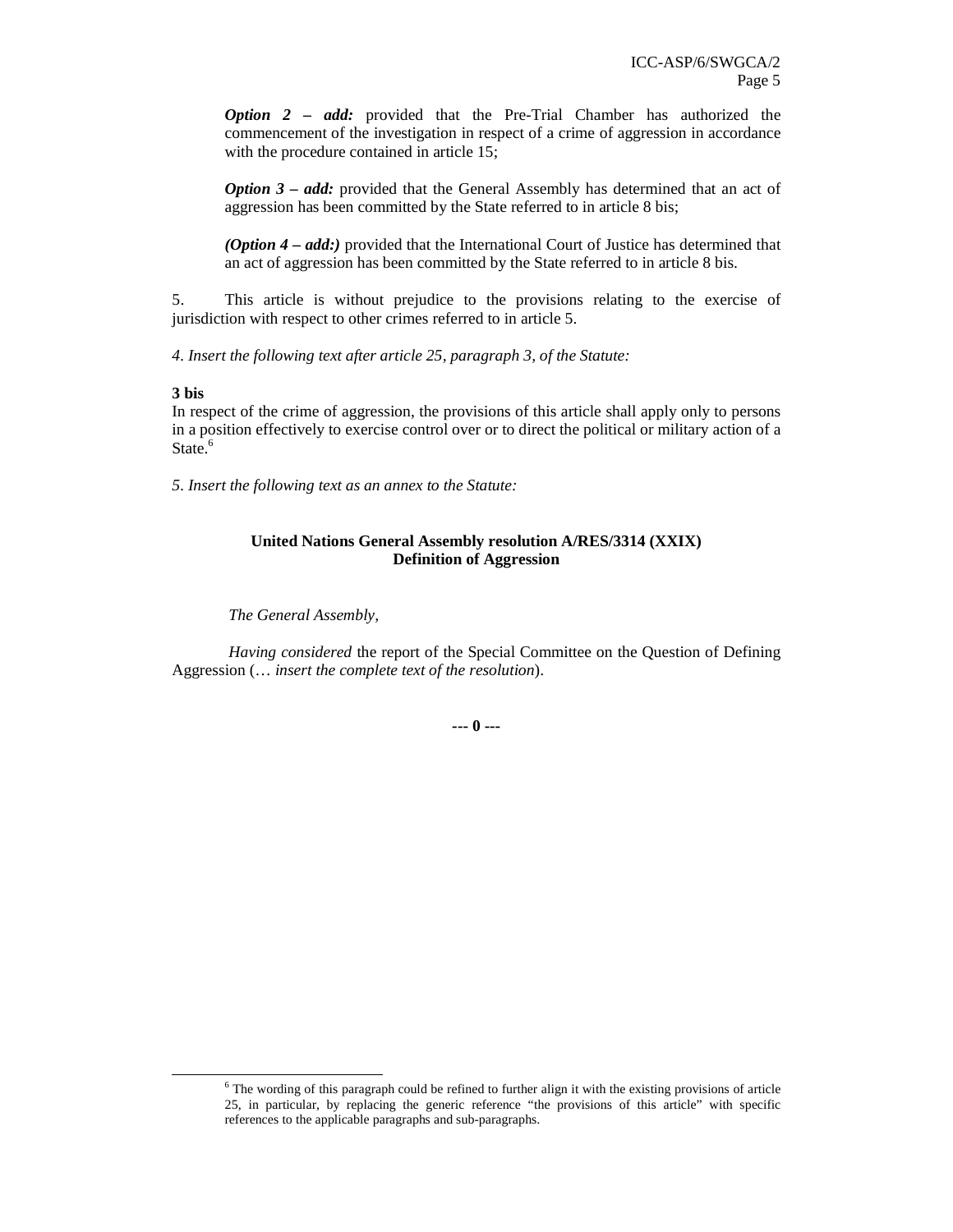*Option 2 – add:* provided that the Pre-Trial Chamber has authorized the commencement of the investigation in respect of a crime of aggression in accordance with the procedure contained in article 15;

*Option 3 – add:* provided that the General Assembly has determined that an act of aggression has been committed by the State referred to in article 8 bis;

*(Option 4 – add:)* provided that the International Court of Justice has determined that an act of aggression has been committed by the State referred to in article 8 bis.

5. This article is without prejudice to the provisions relating to the exercise of jurisdiction with respect to other crimes referred to in article 5.

*4. Insert the following text after article 25, paragraph 3, of the Statute:*

**3 bis**

In respect of the crime of aggression, the provisions of this article shall apply only to persons in a position effectively to exercise control over or to direct the political or military action of a State.[6]

*5. Insert the following text as an annex to the Statute:*

**United Nations General Assembly resolution A/RES/3314 (XXIX)**
**Definition of Aggression**

*The General Assembly*,

*Having considered* the report of the Special Committee on the Question of Defining Aggression (… *insert the complete text of the resolution*).

**--- 0 ---**

[6] The wording of this paragraph could be refined to further align it with the existing provisions of article 25, in particular, by replacing the generic reference "the provisions of this article" with specific references to the applicable paragraphs and sub-paragraphs.